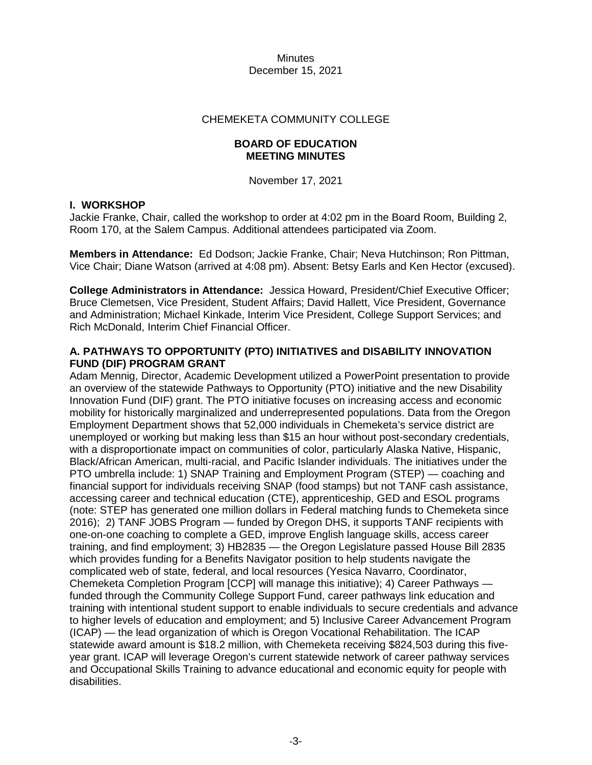Minutes
December 15, 2021

CHEMEKETA COMMUNITY COLLEGE

**BOARD OF EDUCATION**
**MEETING MINUTES**

November 17, 2021

## I. WORKSHOP

Jackie Franke, Chair, called the workshop to order at 4:02 pm in the Board Room, Building 2, Room 170, at the Salem Campus. Additional attendees participated via Zoom.

**Members in Attendance:** Ed Dodson; Jackie Franke, Chair; Neva Hutchinson; Ron Pittman, Vice Chair; Diane Watson (arrived at 4:08 pm). Absent: Betsy Earls and Ken Hector (excused).

**College Administrators in Attendance:** Jessica Howard, President/Chief Executive Officer; Bruce Clemetsen, Vice President, Student Affairs; David Hallett, Vice President, Governance and Administration; Michael Kinkade, Interim Vice President, College Support Services; and Rich McDonald, Interim Chief Financial Officer.

### A. PATHWAYS TO OPPORTUNITY (PTO) INITIATIVES and DISABILITY INNOVATION FUND (DIF) PROGRAM GRANT

Adam Mennig, Director, Academic Development utilized a PowerPoint presentation to provide an overview of the statewide Pathways to Opportunity (PTO) initiative and the new Disability Innovation Fund (DIF) grant. The PTO initiative focuses on increasing access and economic mobility for historically marginalized and underrepresented populations. Data from the Oregon Employment Department shows that 52,000 individuals in Chemeketa's service district are unemployed or working but making less than $15 an hour without post-secondary credentials, with a disproportionate impact on communities of color, particularly Alaska Native, Hispanic, Black/African American, multi-racial, and Pacific Islander individuals. The initiatives under the PTO umbrella include: 1) SNAP Training and Employment Program (STEP) — coaching and financial support for individuals receiving SNAP (food stamps) but not TANF cash assistance, accessing career and technical education (CTE), apprenticeship, GED and ESOL programs (note: STEP has generated one million dollars in Federal matching funds to Chemeketa since 2016); 2) TANF JOBS Program — funded by Oregon DHS, it supports TANF recipients with one-on-one coaching to complete a GED, improve English language skills, access career training, and find employment; 3) HB2835 — the Oregon Legislature passed House Bill 2835 which provides funding for a Benefits Navigator position to help students navigate the complicated web of state, federal, and local resources (Yesica Navarro, Coordinator, Chemeketa Completion Program [CCP] will manage this initiative); 4) Career Pathways — funded through the Community College Support Fund, career pathways link education and training with intentional student support to enable individuals to secure credentials and advance to higher levels of education and employment; and 5) Inclusive Career Advancement Program (ICAP) — the lead organization of which is Oregon Vocational Rehabilitation. The ICAP statewide award amount is $18.2 million, with Chemeketa receiving $824,503 during this five-year grant. ICAP will leverage Oregon's current statewide network of career pathway services and Occupational Skills Training to advance educational and economic equity for people with disabilities.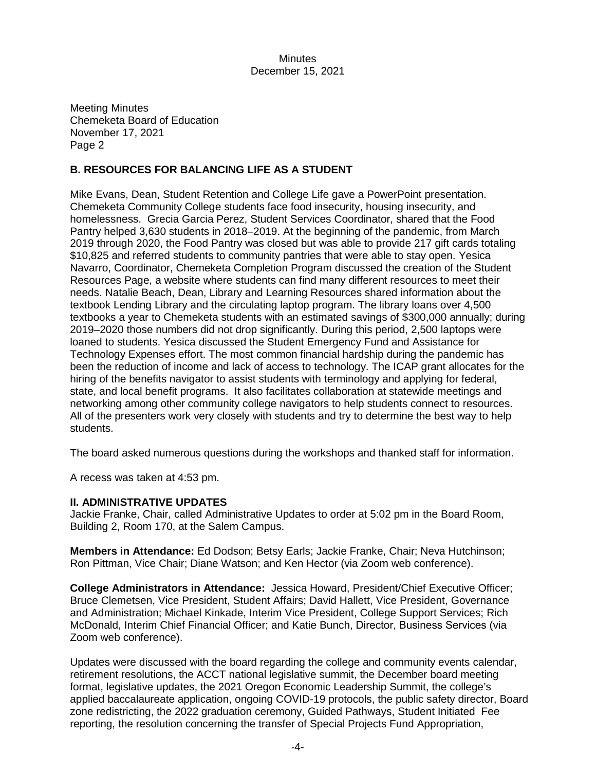Meeting Minutes
Chemeketa Board of Education
November 17, 2021
Page 2

## B. RESOURCES FOR BALANCING LIFE AS A STUDENT

Mike Evans, Dean, Student Retention and College Life gave a PowerPoint presentation. Chemeketa Community College students face food insecurity, housing insecurity, and homelessness. Grecia Garcia Perez, Student Services Coordinator, shared that the Food Pantry helped 3,630 students in 2018–2019. At the beginning of the pandemic, from March 2019 through 2020, the Food Pantry was closed but was able to provide 217 gift cards totaling $10,825 and referred students to community pantries that were able to stay open. Yesica Navarro, Coordinator, Chemeketa Completion Program discussed the creation of the Student Resources Page, a website where students can find many different resources to meet their needs. Natalie Beach, Dean, Library and Learning Resources shared information about the textbook Lending Library and the circulating laptop program. The library loans over 4,500 textbooks a year to Chemeketa students with an estimated savings of $300,000 annually; during 2019–2020 those numbers did not drop significantly. During this period, 2,500 laptops were loaned to students. Yesica discussed the Student Emergency Fund and Assistance for Technology Expenses effort. The most common financial hardship during the pandemic has been the reduction of income and lack of access to technology. The ICAP grant allocates for the hiring of the benefits navigator to assist students with terminology and applying for federal, state, and local benefit programs. It also facilitates collaboration at statewide meetings and networking among other community college navigators to help students connect to resources. All of the presenters work very closely with students and try to determine the best way to help students.

The board asked numerous questions during the workshops and thanked staff for information.

A recess was taken at 4:53 pm.

## II. ADMINISTRATIVE UPDATES

Jackie Franke, Chair, called Administrative Updates to order at 5:02 pm in the Board Room, Building 2, Room 170, at the Salem Campus.

**Members in Attendance:** Ed Dodson; Betsy Earls; Jackie Franke, Chair; Neva Hutchinson; Ron Pittman, Vice Chair; Diane Watson; and Ken Hector (via Zoom web conference).

**College Administrators in Attendance:** Jessica Howard, President/Chief Executive Officer; Bruce Clemetsen, Vice President, Student Affairs; David Hallett, Vice President, Governance and Administration; Michael Kinkade, Interim Vice President, College Support Services; Rich McDonald, Interim Chief Financial Officer; and Katie Bunch, Director, Business Services (via Zoom web conference).

Updates were discussed with the board regarding the college and community events calendar, retirement resolutions, the ACCT national legislative summit, the December board meeting format, legislative updates, the 2021 Oregon Economic Leadership Summit, the college's applied baccalaureate application, ongoing COVID-19 protocols, the public safety director, Board zone redistricting, the 2022 graduation ceremony, Guided Pathways, Student Initiated Fee reporting, the resolution concerning the transfer of Special Projects Fund Appropriation,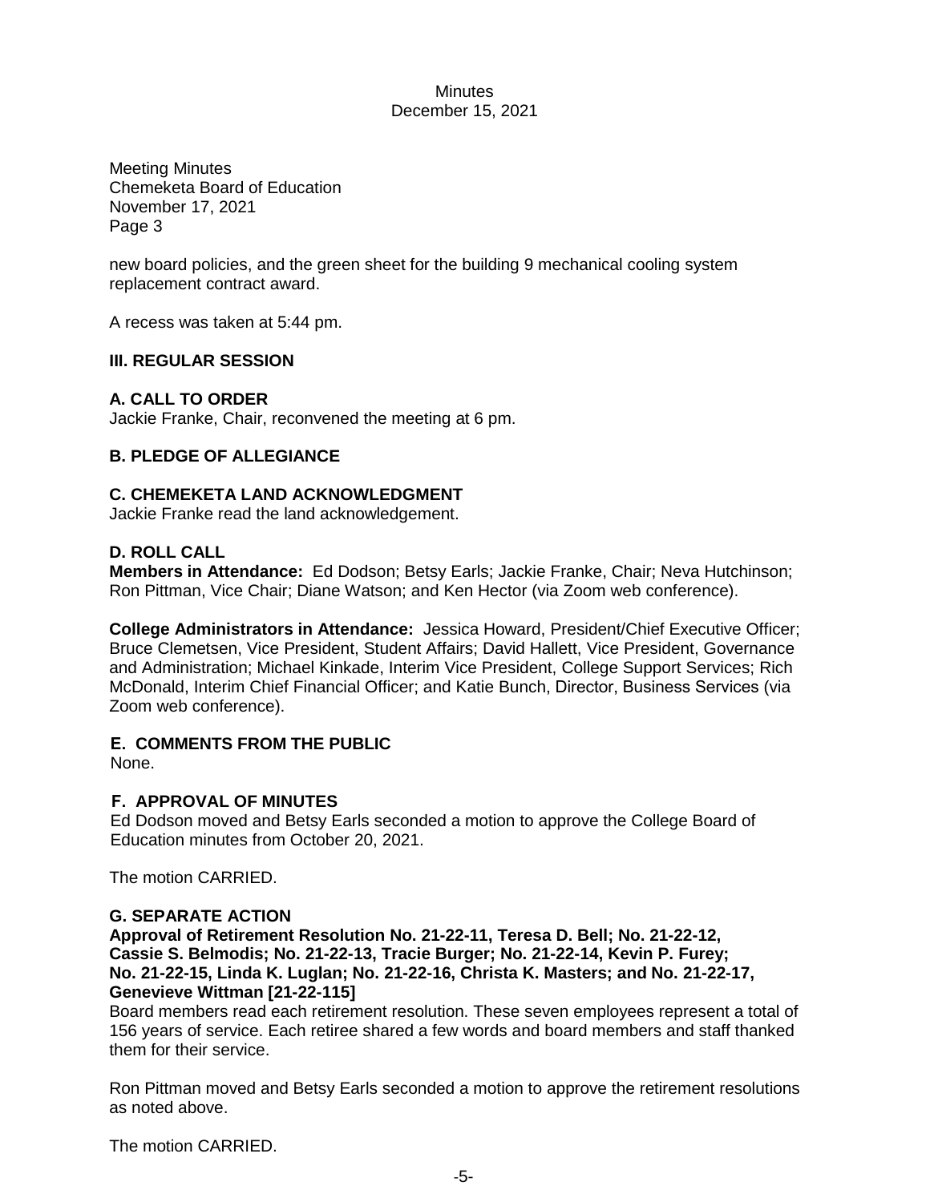Meeting Minutes
Chemeketa Board of Education
November 17, 2021
Page 3

new board policies, and the green sheet for the building 9 mechanical cooling system replacement contract award.

A recess was taken at 5:44 pm.

## III. REGULAR SESSION

### A. CALL TO ORDER

Jackie Franke, Chair, reconvened the meeting at 6 pm.

### B. PLEDGE OF ALLEGIANCE

### C. CHEMEKETA LAND ACKNOWLEDGMENT

Jackie Franke read the land acknowledgement.

### D. ROLL CALL

**Members in Attendance:** Ed Dodson; Betsy Earls; Jackie Franke, Chair; Neva Hutchinson; Ron Pittman, Vice Chair; Diane Watson; and Ken Hector (via Zoom web conference).

**College Administrators in Attendance:** Jessica Howard, President/Chief Executive Officer; Bruce Clemetsen, Vice President, Student Affairs; David Hallett, Vice President, Governance and Administration; Michael Kinkade, Interim Vice President, College Support Services; Rich McDonald, Interim Chief Financial Officer; and Katie Bunch, Director, Business Services (via Zoom web conference).

### E. COMMENTS FROM THE PUBLIC

None.

### F. APPROVAL OF MINUTES

Ed Dodson moved and Betsy Earls seconded a motion to approve the College Board of Education minutes from October 20, 2021.

The motion CARRIED.

### G. SEPARATE ACTION

**Approval of Retirement Resolution No. 21-22-11, Teresa D. Bell; No. 21-22-12, Cassie S. Belmodis; No. 21-22-13, Tracie Burger; No. 21-22-14, Kevin P. Furey; No. 21-22-15, Linda K. Luglan; No. 21-22-16, Christa K. Masters; and No. 21-22-17, Genevieve Wittman [21-22-115]**

Board members read each retirement resolution. These seven employees represent a total of 156 years of service. Each retiree shared a few words and board members and staff thanked them for their service.

Ron Pittman moved and Betsy Earls seconded a motion to approve the retirement resolutions as noted above.

The motion CARRIED.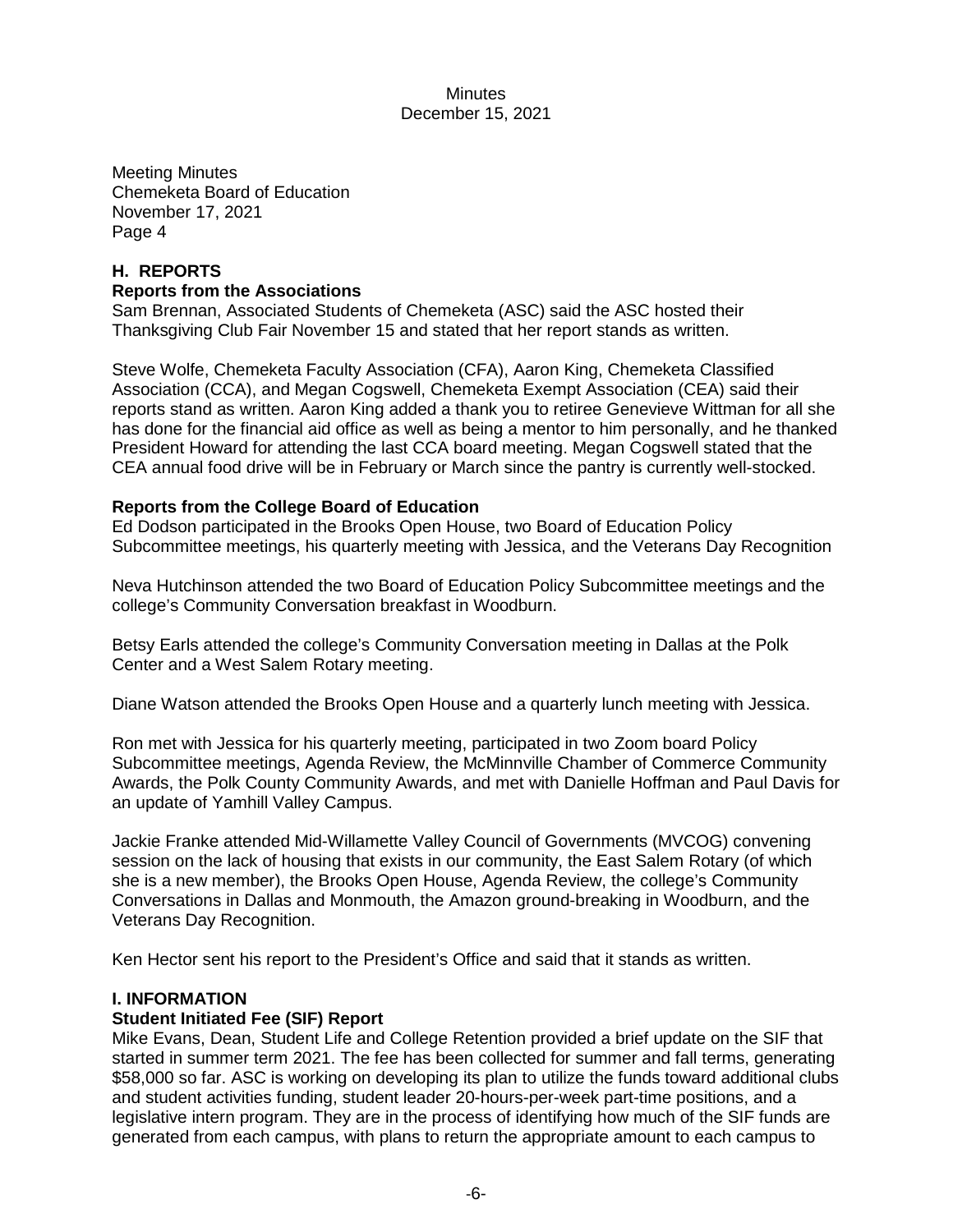Meeting Minutes
Chemeketa Board of Education
November 17, 2021
Page 4

## H. REPORTS

### Reports from the Associations

Sam Brennan, Associated Students of Chemeketa (ASC) said the ASC hosted their Thanksgiving Club Fair November 15 and stated that her report stands as written.

Steve Wolfe, Chemeketa Faculty Association (CFA), Aaron King, Chemeketa Classified Association (CCA), and Megan Cogswell, Chemeketa Exempt Association (CEA) said their reports stand as written. Aaron King added a thank you to retiree Genevieve Wittman for all she has done for the financial aid office as well as being a mentor to him personally, and he thanked President Howard for attending the last CCA board meeting. Megan Cogswell stated that the CEA annual food drive will be in February or March since the pantry is currently well-stocked.

### Reports from the College Board of Education

Ed Dodson participated in the Brooks Open House, two Board of Education Policy Subcommittee meetings, his quarterly meeting with Jessica, and the Veterans Day Recognition

Neva Hutchinson attended the two Board of Education Policy Subcommittee meetings and the college's Community Conversation breakfast in Woodburn.

Betsy Earls attended the college's Community Conversation meeting in Dallas at the Polk Center and a West Salem Rotary meeting.

Diane Watson attended the Brooks Open House and a quarterly lunch meeting with Jessica.

Ron met with Jessica for his quarterly meeting, participated in two Zoom board Policy Subcommittee meetings, Agenda Review, the McMinnville Chamber of Commerce Community Awards, the Polk County Community Awards, and met with Danielle Hoffman and Paul Davis for an update of Yamhill Valley Campus.

Jackie Franke attended Mid-Willamette Valley Council of Governments (MVCOG) convening session on the lack of housing that exists in our community, the East Salem Rotary (of which she is a new member), the Brooks Open House, Agenda Review, the college's Community Conversations in Dallas and Monmouth, the Amazon ground-breaking in Woodburn, and the Veterans Day Recognition.

Ken Hector sent his report to the President's Office and said that it stands as written.

## I. INFORMATION

### Student Initiated Fee (SIF) Report

Mike Evans, Dean, Student Life and College Retention provided a brief update on the SIF that started in summer term 2021. The fee has been collected for summer and fall terms, generating $58,000 so far. ASC is working on developing its plan to utilize the funds toward additional clubs and student activities funding, student leader 20-hours-per-week part-time positions, and a legislative intern program. They are in the process of identifying how much of the SIF funds are generated from each campus, with plans to return the appropriate amount to each campus to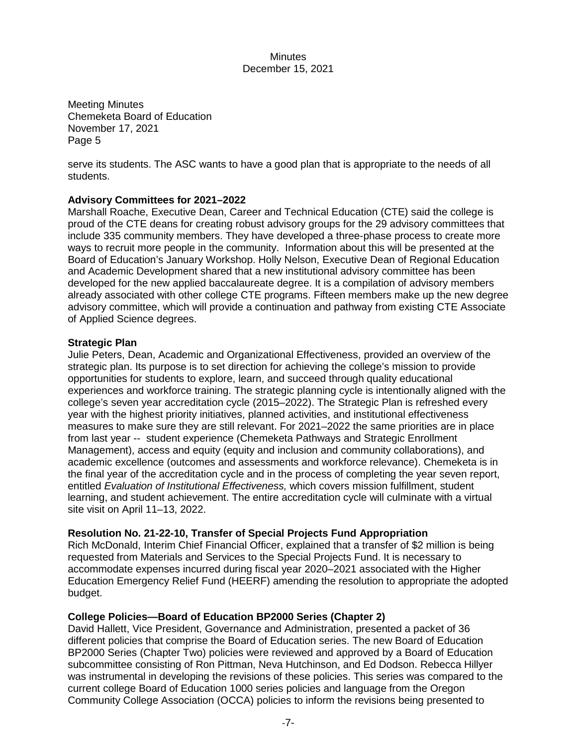serve its students. The ASC wants to have a good plan that is appropriate to the needs of all students.

**Advisory Committees for 2021–2022**

Marshall Roache, Executive Dean, Career and Technical Education (CTE) said the college is proud of the CTE deans for creating robust advisory groups for the 29 advisory committees that include 335 community members. They have developed a three-phase process to create more ways to recruit more people in the community. Information about this will be presented at the Board of Education's January Workshop. Holly Nelson, Executive Dean of Regional Education and Academic Development shared that a new institutional advisory committee has been developed for the new applied baccalaureate degree. It is a compilation of advisory members already associated with other college CTE programs. Fifteen members make up the new degree advisory committee, which will provide a continuation and pathway from existing CTE Associate of Applied Science degrees.

**Strategic Plan**

Julie Peters, Dean, Academic and Organizational Effectiveness, provided an overview of the strategic plan. Its purpose is to set direction for achieving the college's mission to provide opportunities for students to explore, learn, and succeed through quality educational experiences and workforce training. The strategic planning cycle is intentionally aligned with the college's seven year accreditation cycle (2015–2022). The Strategic Plan is refreshed every year with the highest priority initiatives, planned activities, and institutional effectiveness measures to make sure they are still relevant. For 2021–2022 the same priorities are in place from last year -- student experience (Chemeketa Pathways and Strategic Enrollment Management), access and equity (equity and inclusion and community collaborations), and academic excellence (outcomes and assessments and workforce relevance). Chemeketa is in the final year of the accreditation cycle and in the process of completing the year seven report, entitled *Evaluation of Institutional Effectiveness,* which covers mission fulfillment, student learning, and student achievement. The entire accreditation cycle will culminate with a virtual site visit on April 11–13, 2022.

**Resolution No. 21-22-10, Transfer of Special Projects Fund Appropriation**

Rich McDonald, Interim Chief Financial Officer, explained that a transfer of $2 million is being requested from Materials and Services to the Special Projects Fund. It is necessary to accommodate expenses incurred during fiscal year 2020–2021 associated with the Higher Education Emergency Relief Fund (HEERF) amending the resolution to appropriate the adopted budget.

**College Policies—Board of Education BP2000 Series (Chapter 2)**

David Hallett, Vice President, Governance and Administration, presented a packet of 36 different policies that comprise the Board of Education series. The new Board of Education BP2000 Series (Chapter Two) policies were reviewed and approved by a Board of Education subcommittee consisting of Ron Pittman, Neva Hutchinson, and Ed Dodson. Rebecca Hillyer was instrumental in developing the revisions of these policies. This series was compared to the current college Board of Education 1000 series policies and language from the Oregon Community College Association (OCCA) policies to inform the revisions being presented to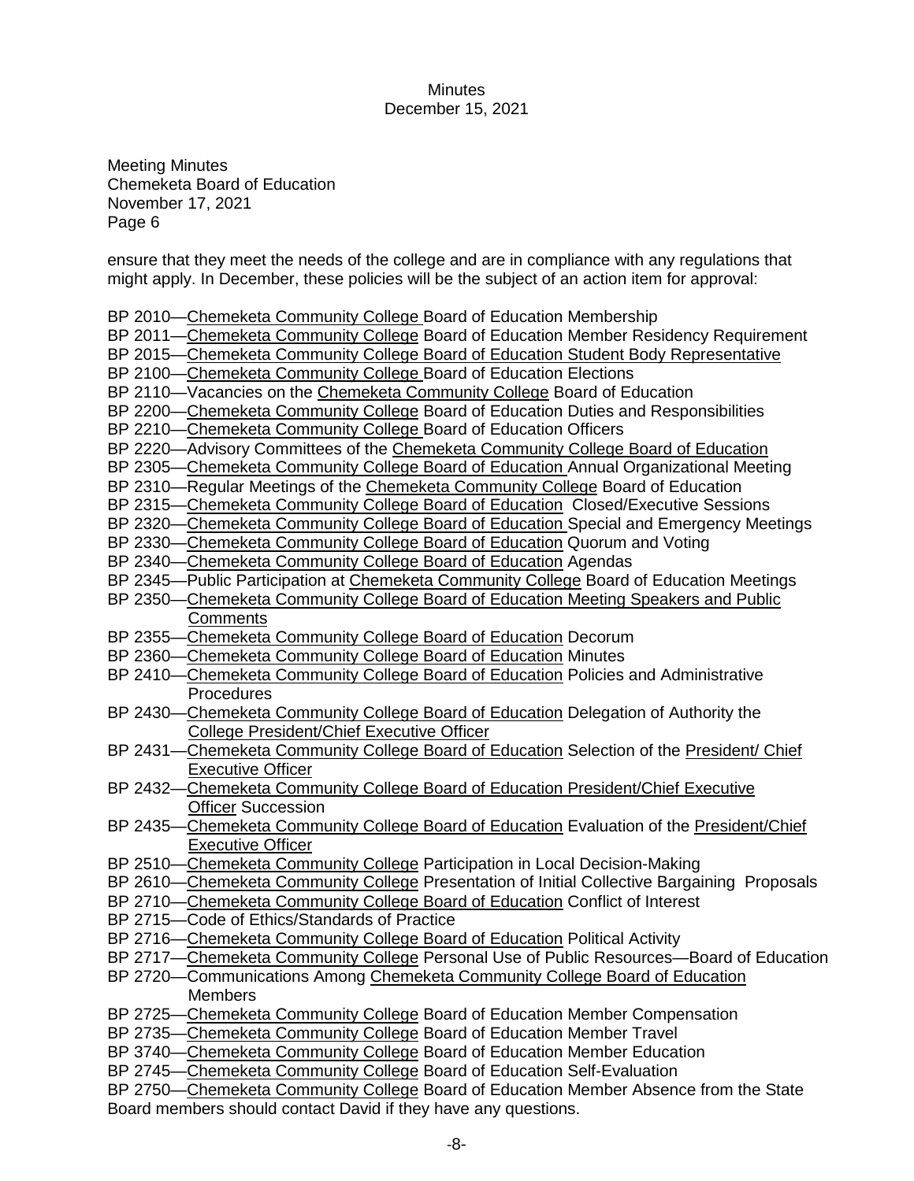Meeting Minutes
Chemeketa Board of Education
November 17, 2021
Page 6

ensure that they meet the needs of the college and are in compliance with any regulations that might apply. In December, these policies will be the subject of an action item for approval:

BP 2010—Chemeketa Community College Board of Education Membership
BP 2011—Chemeketa Community College Board of Education Member Residency Requirement
BP 2015—Chemeketa Community College Board of Education Student Body Representative
BP 2100—Chemeketa Community College Board of Education Elections
BP 2110—Vacancies on the Chemeketa Community College Board of Education
BP 2200—Chemeketa Community College Board of Education Duties and Responsibilities
BP 2210—Chemeketa Community College Board of Education Officers
BP 2220—Advisory Committees of the Chemeketa Community College Board of Education
BP 2305—Chemeketa Community College Board of Education Annual Organizational Meeting
BP 2310—Regular Meetings of the Chemeketa Community College Board of Education
BP 2315—Chemeketa Community College Board of Education Closed/Executive Sessions
BP 2320—Chemeketa Community College Board of Education Special and Emergency Meetings
BP 2330—Chemeketa Community College Board of Education Quorum and Voting
BP 2340—Chemeketa Community College Board of Education Agendas
BP 2345—Public Participation at Chemeketa Community College Board of Education Meetings
BP 2350—Chemeketa Community College Board of Education Meeting Speakers and Public Comments
BP 2355—Chemeketa Community College Board of Education Decorum
BP 2360—Chemeketa Community College Board of Education Minutes
BP 2410—Chemeketa Community College Board of Education Policies and Administrative Procedures
BP 2430—Chemeketa Community College Board of Education Delegation of Authority the College President/Chief Executive Officer
BP 2431—Chemeketa Community College Board of Education Selection of the President/ Chief Executive Officer
BP 2432—Chemeketa Community College Board of Education President/Chief Executive Officer Succession
BP 2435—Chemeketa Community College Board of Education Evaluation of the President/Chief Executive Officer
BP 2510—Chemeketa Community College Participation in Local Decision-Making
BP 2610—Chemeketa Community College Presentation of Initial Collective Bargaining Proposals
BP 2710—Chemeketa Community College Board of Education Conflict of Interest
BP 2715—Code of Ethics/Standards of Practice
BP 2716—Chemeketa Community College Board of Education Political Activity
BP 2717—Chemeketa Community College Personal Use of Public Resources—Board of Education
BP 2720—Communications Among Chemeketa Community College Board of Education Members
BP 2725—Chemeketa Community College Board of Education Member Compensation
BP 2735—Chemeketa Community College Board of Education Member Travel
BP 3740—Chemeketa Community College Board of Education Member Education
BP 2745—Chemeketa Community College Board of Education Self-Evaluation
BP 2750—Chemeketa Community College Board of Education Member Absence from the State

Board members should contact David if they have any questions.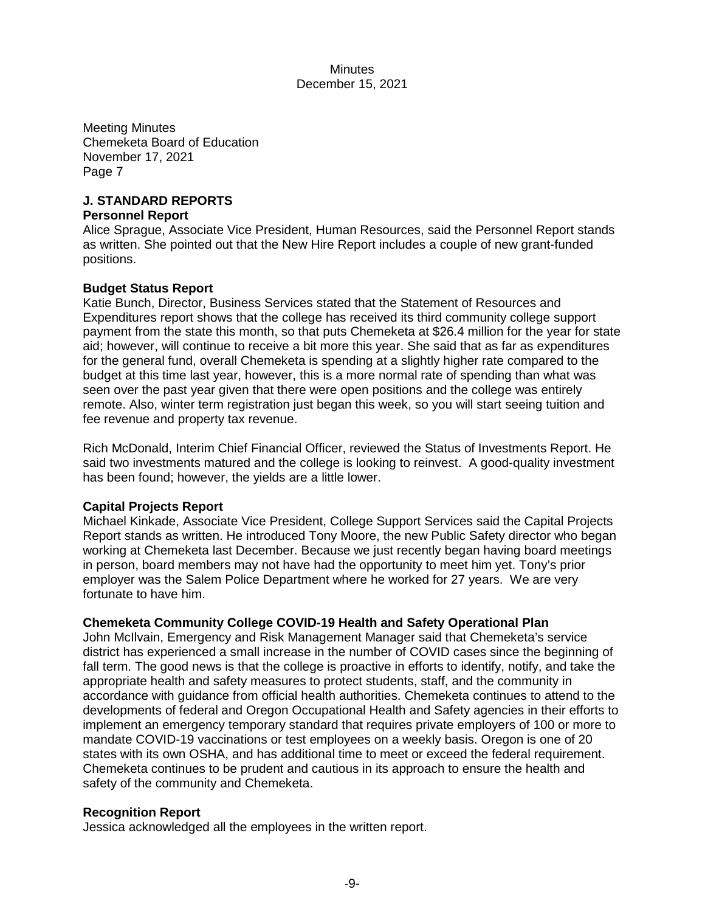Meeting Minutes
Chemeketa Board of Education
November 17, 2021
Page 7

## J. STANDARD REPORTS

### Personnel Report

Alice Sprague, Associate Vice President, Human Resources, said the Personnel Report stands as written. She pointed out that the New Hire Report includes a couple of new grant-funded positions.

### Budget Status Report

Katie Bunch, Director, Business Services stated that the Statement of Resources and Expenditures report shows that the college has received its third community college support payment from the state this month, so that puts Chemeketa at $26.4 million for the year for state aid; however, will continue to receive a bit more this year. She said that as far as expenditures for the general fund, overall Chemeketa is spending at a slightly higher rate compared to the budget at this time last year, however, this is a more normal rate of spending than what was seen over the past year given that there were open positions and the college was entirely remote. Also, winter term registration just began this week, so you will start seeing tuition and fee revenue and property tax revenue.

Rich McDonald, Interim Chief Financial Officer, reviewed the Status of Investments Report. He said two investments matured and the college is looking to reinvest. A good-quality investment has been found; however, the yields are a little lower.

### Capital Projects Report

Michael Kinkade, Associate Vice President, College Support Services said the Capital Projects Report stands as written. He introduced Tony Moore, the new Public Safety director who began working at Chemeketa last December. Because we just recently began having board meetings in person, board members may not have had the opportunity to meet him yet. Tony's prior employer was the Salem Police Department where he worked for 27 years. We are very fortunate to have him.

### Chemeketa Community College COVID-19 Health and Safety Operational Plan

John McIlvain, Emergency and Risk Management Manager said that Chemeketa's service district has experienced a small increase in the number of COVID cases since the beginning of fall term. The good news is that the college is proactive in efforts to identify, notify, and take the appropriate health and safety measures to protect students, staff, and the community in accordance with guidance from official health authorities. Chemeketa continues to attend to the developments of federal and Oregon Occupational Health and Safety agencies in their efforts to implement an emergency temporary standard that requires private employers of 100 or more to mandate COVID-19 vaccinations or test employees on a weekly basis. Oregon is one of 20 states with its own OSHA, and has additional time to meet or exceed the federal requirement. Chemeketa continues to be prudent and cautious in its approach to ensure the health and safety of the community and Chemeketa.

### Recognition Report

Jessica acknowledged all the employees in the written report.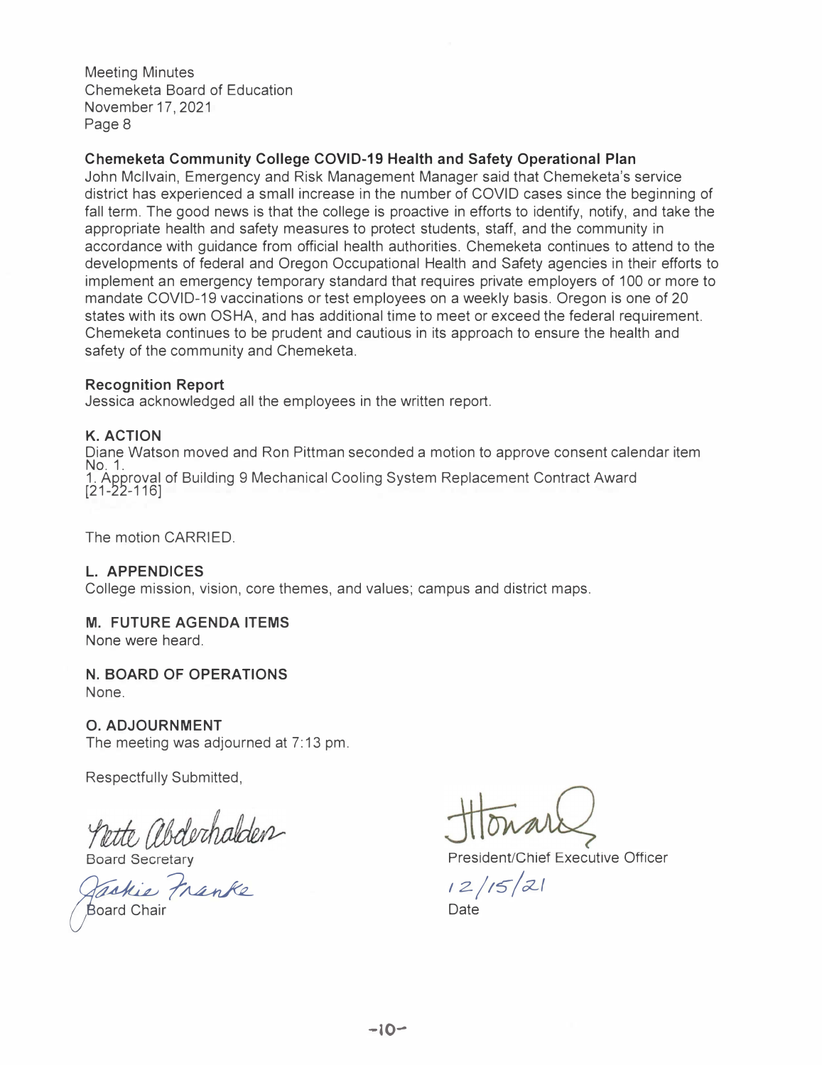## Chemeketa Community College COVID-19 Health and Safety Operational Plan

John McIlvain, Emergency and Risk Management Manager said that Chemeketa's service district has experienced a small increase in the number of COVID cases since the beginning of fall term. The good news is that the college is proactive in efforts to identify, notify, and take the appropriate health and safety measures to protect students, staff, and the community in accordance with guidance from official health authorities. Chemeketa continues to attend to the developments of federal and Oregon Occupational Health and Safety agencies in their efforts to implement an emergency temporary standard that requires private employers of 100 or more to mandate COVID-19 vaccinations or test employees on a weekly basis. Oregon is one of 20 states with its own OSHA, and has additional time to meet or exceed the federal requirement. Chemeketa continues to be prudent and cautious in its approach to ensure the health and safety of the community and Chemeketa.

## Recognition Report

Jessica acknowledged all the employees in the written report.

## K. ACTION

Diane Watson moved and Ron Pittman seconded a motion to approve consent calendar item No. 1.

1. Approval of Building 9 Mechanical Cooling System Replacement Contract Award [21-22-116]

The motion CARRIED.

## L. APPENDICES

College mission, vision, core themes, and values; campus and district maps.

## M. FUTURE AGENDA ITEMS

None were heard.

## N. BOARD OF OPERATIONS

None.

## O. ADJOURNMENT

The meeting was adjourned at 7:13 pm.

Respectfully Submitted,

*Nette Abderhalden*
Board Secretary

*Jackie Franke*
Board Chair

*J Honaker*
President/Chief Executive Officer

*12/15/21*
Date